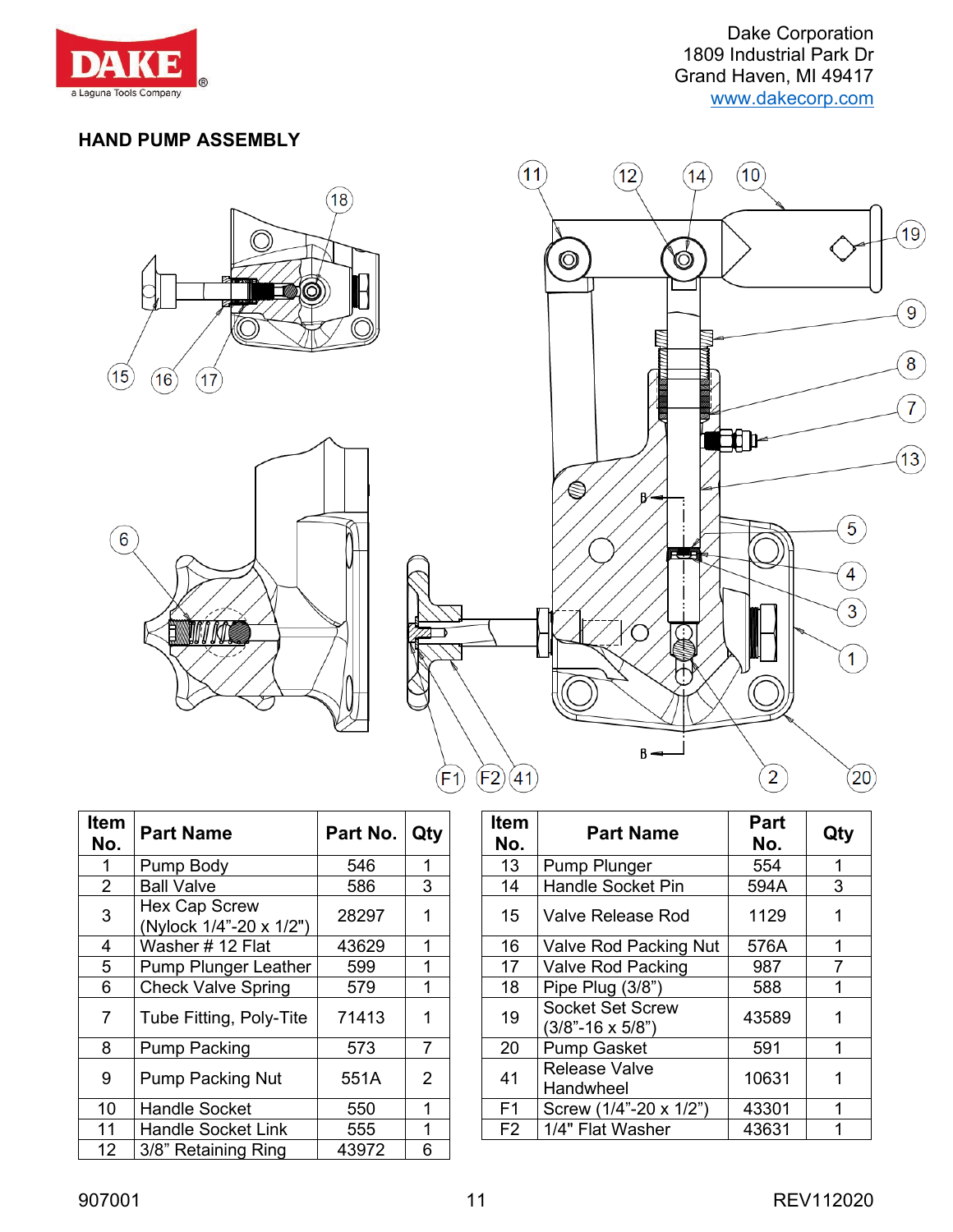Dake Corporation
1809 Industrial Park Dr
Grand Haven, MI 49417
www.dakecorp.com

## HAND PUMP ASSEMBLY

| Item No. | Part Name | Part No. | Qty |
|---|---|---|---|
| 1 | Pump Body | 546 | 1 |
| 2 | Ball Valve | 586 | 3 |
| 3 | Hex Cap Screw (Nylock 1/4"-20 x 1/2") | 28297 | 1 |
| 4 | Washer # 12 Flat | 43629 | 1 |
| 5 | Pump Plunger Leather | 599 | 1 |
| 6 | Check Valve Spring | 579 | 1 |
| 7 | Tube Fitting, Poly-Tite | 71413 | 1 |
| 8 | Pump Packing | 573 | 7 |
| 9 | Pump Packing Nut | 551A | 2 |
| 10 | Handle Socket | 550 | 1 |
| 11 | Handle Socket Link | 555 | 1 |
| 12 | 3/8" Retaining Ring | 43972 | 6 |

| Item No. | Part Name | Part No. | Qty |
|---|---|---|---|
| 13 | Pump Plunger | 554 | 1 |
| 14 | Handle Socket Pin | 594A | 3 |
| 15 | Valve Release Rod | 1129 | 1 |
| 16 | Valve Rod Packing Nut | 576A | 1 |
| 17 | Valve Rod Packing | 987 | 7 |
| 18 | Pipe Plug (3/8") | 588 | 1 |
| 19 | Socket Set Screw (3/8"-16 x 5/8") | 43589 | 1 |
| 20 | Pump Gasket | 591 | 1 |
| 41 | Release Valve Handwheel | 10631 | 1 |
| F1 | Screw (1/4"-20 x 1/2") | 43301 | 1 |
| F2 | 1/4" Flat Washer | 43631 | 1 |

907001 REV112020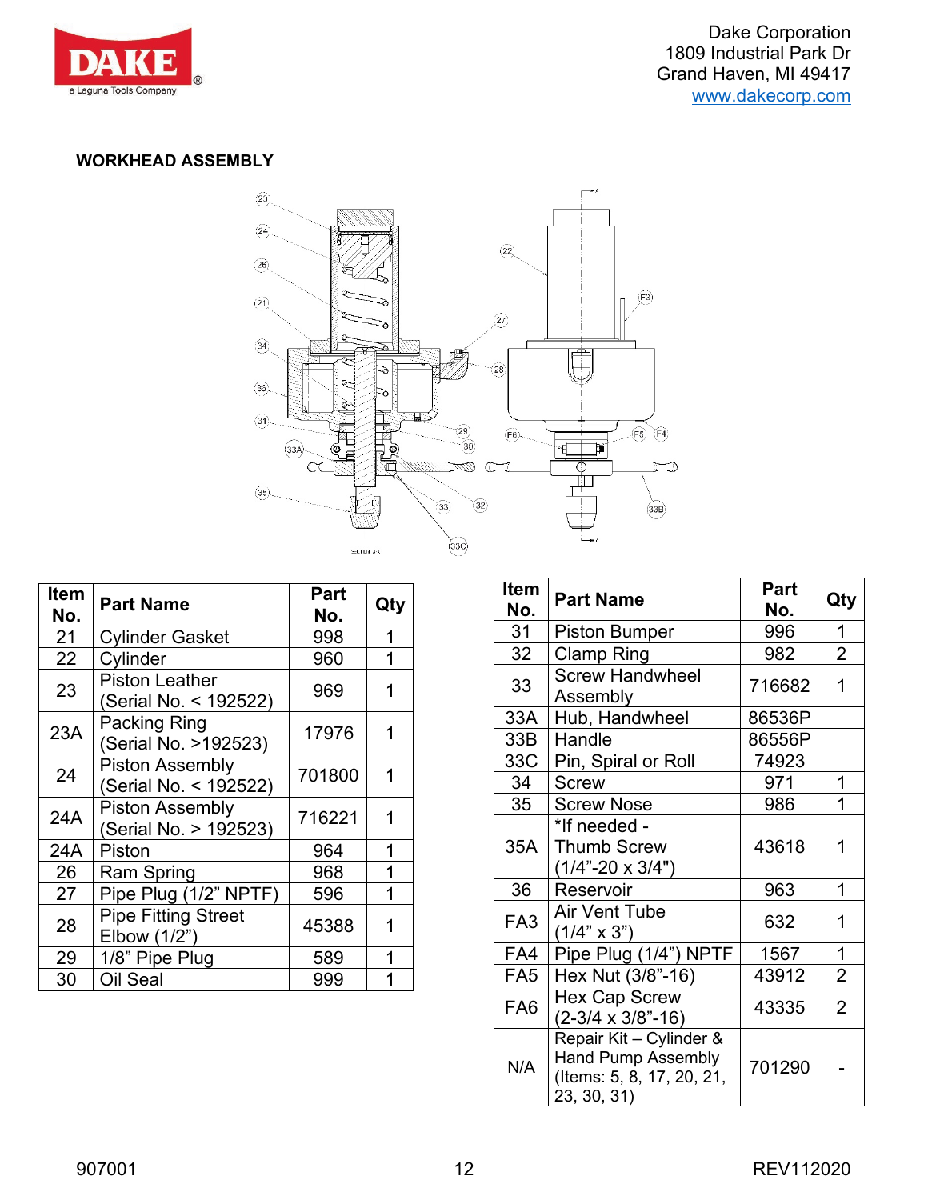Dake Corporation
1809 Industrial Park Dr
Grand Haven, MI 49417
www.dakecorp.com

## WORKHEAD ASSEMBLY

| Item No. | Part Name | Part No. | Qty |
|---|---|---|---|
| 21 | Cylinder Gasket | 998 | 1 |
| 22 | Cylinder | 960 | 1 |
| 23 | Piston Leather (Serial No. < 192522) | 969 | 1 |
| 23A | Packing Ring (Serial No. >192523) | 17976 | 1 |
| 24 | Piston Assembly (Serial No. < 192522) | 701800 | 1 |
| 24A | Piston Assembly (Serial No. > 192523) | 716221 | 1 |
| 24A | Piston | 964 | 1 |
| 26 | Ram Spring | 968 | 1 |
| 27 | Pipe Plug (1/2” NPTF) | 596 | 1 |
| 28 | Pipe Fitting Street Elbow (1/2”) | 45388 | 1 |
| 29 | 1/8” Pipe Plug | 589 | 1 |
| 30 | Oil Seal | 999 | 1 |

| Item No. | Part Name | Part No. | Qty |
|---|---|---|---|
| 31 | Piston Bumper | 996 | 1 |
| 32 | Clamp Ring | 982 | 2 |
| 33 | Screw Handwheel Assembly | 716682 | 1 |
| 33A | Hub, Handwheel | 86536P | |
| 33B | Handle | 86556P | |
| 33C | Pin, Spiral or Roll | 74923 | |
| 34 | Screw | 971 | 1 |
| 35 | Screw Nose | 986 | 1 |
| 35A | *If needed - Thumb Screw (1/4”-20 x 3/4") | 43618 | 1 |
| 36 | Reservoir | 963 | 1 |
| FA3 | Air Vent Tube (1/4” x 3”) | 632 | 1 |
| FA4 | Pipe Plug (1/4”) NPTF | 1567 | 1 |
| FA5 | Hex Nut (3/8”-16) | 43912 | 2 |
| FA6 | Hex Cap Screw (2-3/4 x 3/8”-16) | 43335 | 2 |
| N/A | Repair Kit – Cylinder & Hand Pump Assembly (Items: 5, 8, 17, 20, 21, 23, 30, 31) | 701290 | - |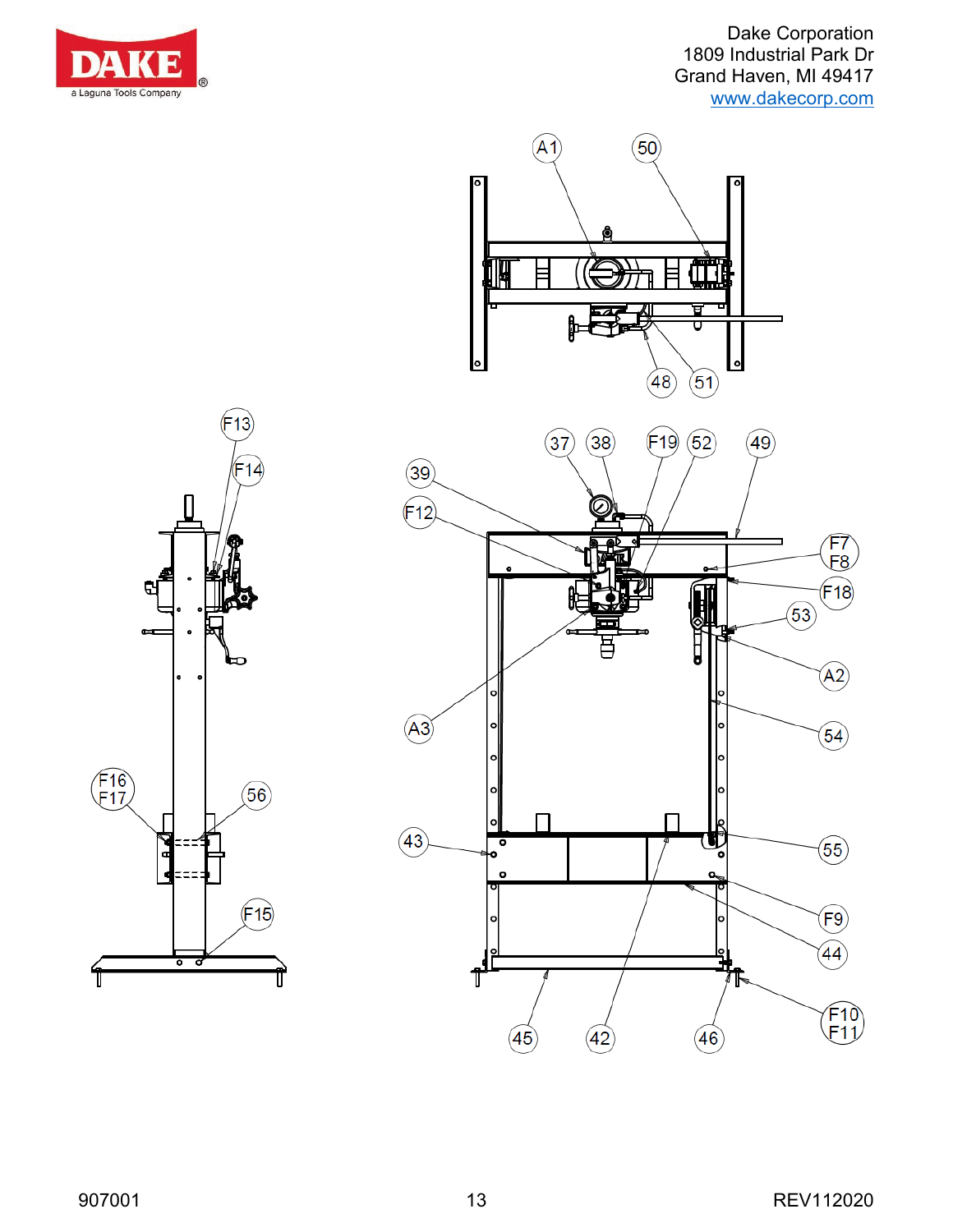A1 50

48 51

F13 F14

F16 F17 56

F15

39 F12 37 38 F19 52 49

F7 F8 F18 53 A2 54

A3

43 55 F9 44

45 42 46 F10 F11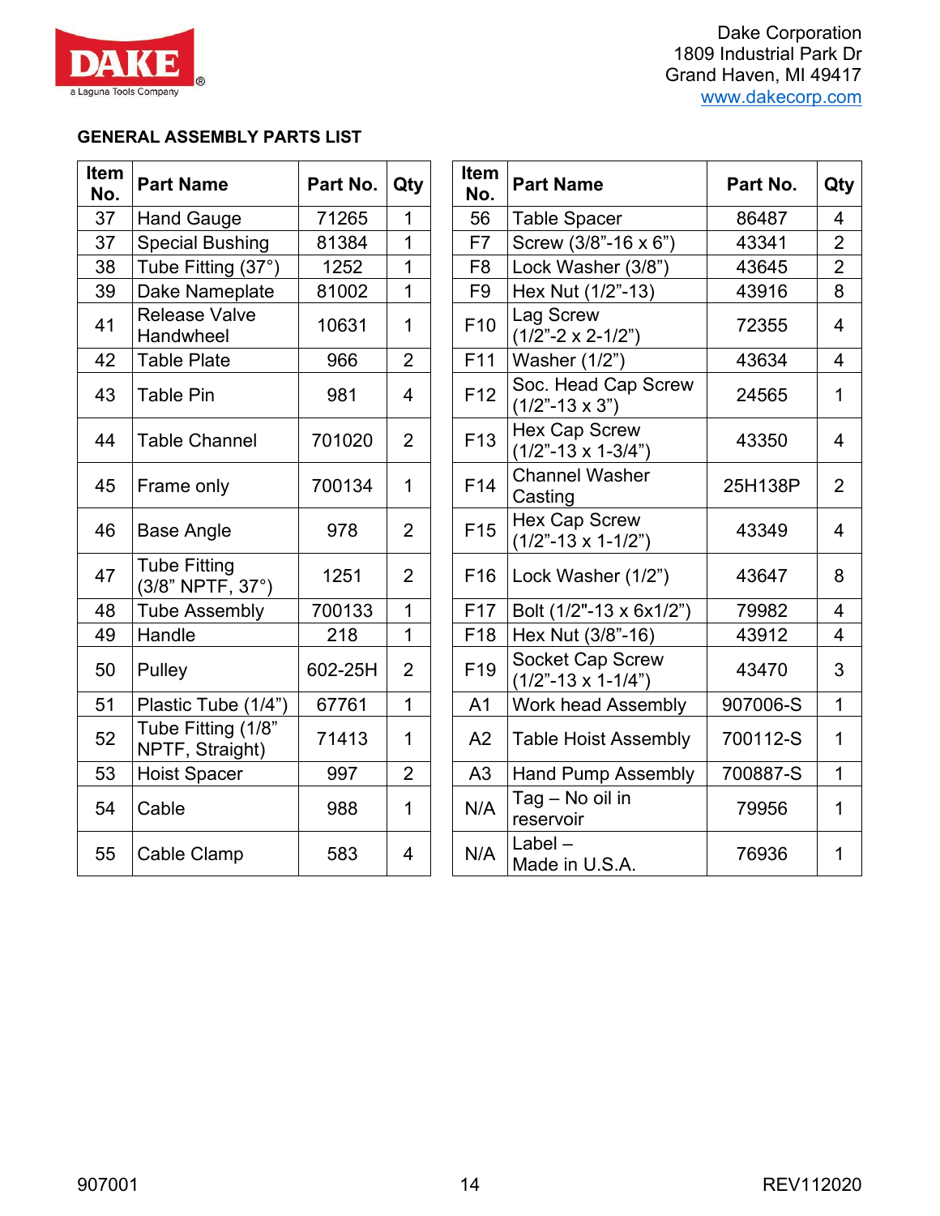Dake Corporation
1809 Industrial Park Dr
Grand Haven, MI 49417
www.dakecorp.com

## GENERAL ASSEMBLY PARTS LIST

| Item No. | Part Name | Part No. | Qty |
|---|---|---|---|
| 37 | Hand Gauge | 71265 | 1 |
| 37 | Special Bushing | 81384 | 1 |
| 38 | Tube Fitting (37°) | 1252 | 1 |
| 39 | Dake Nameplate | 81002 | 1 |
| 41 | Release Valve Handwheel | 10631 | 1 |
| 42 | Table Plate | 966 | 2 |
| 43 | Table Pin | 981 | 4 |
| 44 | Table Channel | 701020 | 2 |
| 45 | Frame only | 700134 | 1 |
| 46 | Base Angle | 978 | 2 |
| 47 | Tube Fitting (3/8" NPTF, 37°) | 1251 | 2 |
| 48 | Tube Assembly | 700133 | 1 |
| 49 | Handle | 218 | 1 |
| 50 | Pulley | 602-25H | 2 |
| 51 | Plastic Tube (1/4") | 67761 | 1 |
| 52 | Tube Fitting (1/8" NPTF, Straight) | 71413 | 1 |
| 53 | Hoist Spacer | 997 | 2 |
| 54 | Cable | 988 | 1 |
| 55 | Cable Clamp | 583 | 4 |

| Item No. | Part Name | Part No. | Qty |
|---|---|---|---|
| 56 | Table Spacer | 86487 | 4 |
| F7 | Screw (3/8"-16 x 6") | 43341 | 2 |
| F8 | Lock Washer (3/8") | 43645 | 2 |
| F9 | Hex Nut (1/2"-13) | 43916 | 8 |
| F10 | Lag Screw (1/2"-2 x 2-1/2") | 72355 | 4 |
| F11 | Washer (1/2") | 43634 | 4 |
| F12 | Soc. Head Cap Screw (1/2"-13 x 3") | 24565 | 1 |
| F13 | Hex Cap Screw (1/2"-13 x 1-3/4") | 43350 | 4 |
| F14 | Channel Washer Casting | 25H138P | 2 |
| F15 | Hex Cap Screw (1/2"-13 x 1-1/2") | 43349 | 4 |
| F16 | Lock Washer (1/2") | 43647 | 8 |
| F17 | Bolt (1/2"-13 x 6x1/2") | 79982 | 4 |
| F18 | Hex Nut (3/8"-16) | 43912 | 4 |
| F19 | Socket Cap Screw (1/2"-13 x 1-1/4") | 43470 | 3 |
| A1 | Work head Assembly | 907006-S | 1 |
| A2 | Table Hoist Assembly | 700112-S | 1 |
| A3 | Hand Pump Assembly | 700887-S | 1 |
| N/A | Tag – No oil in reservoir | 79956 | 1 |
| N/A | Label – Made in U.S.A. | 76936 | 1 |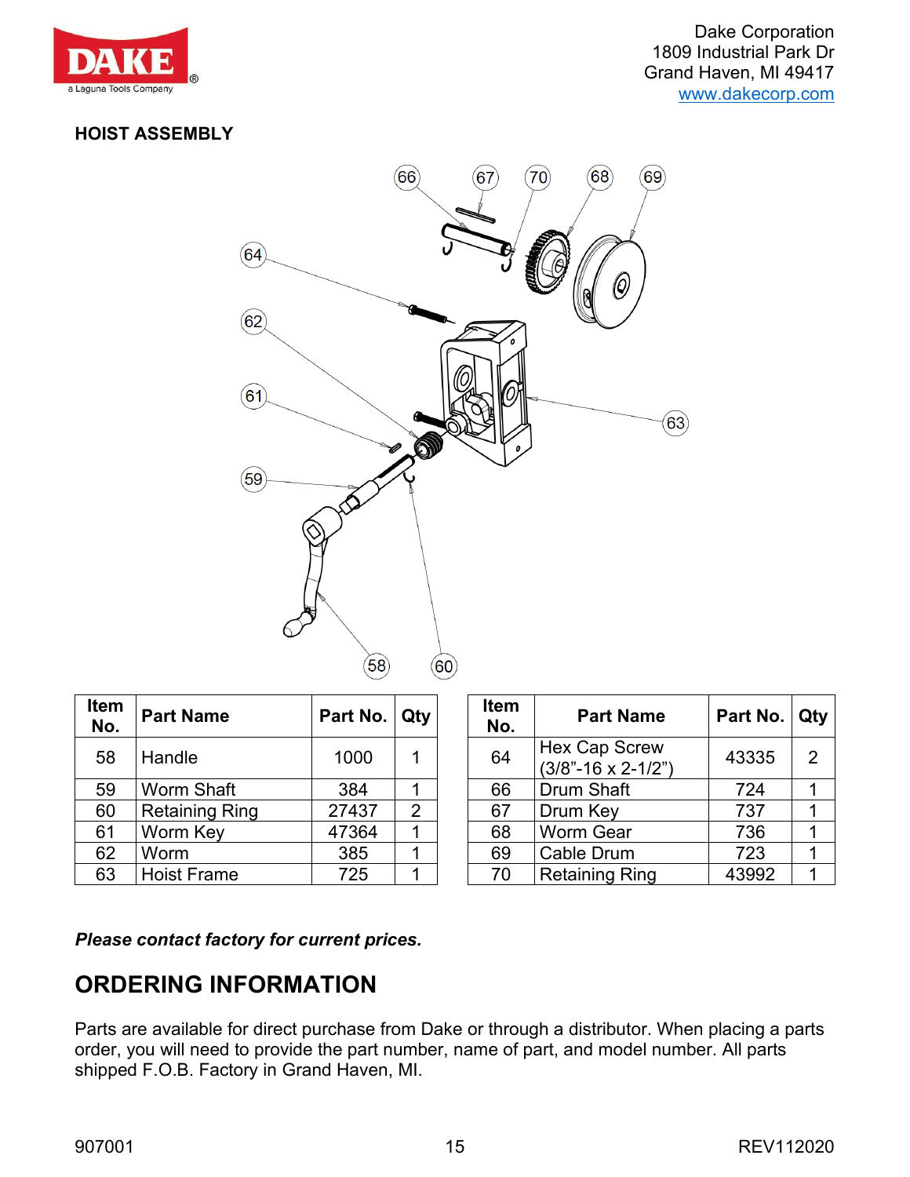## HOIST ASSEMBLY

| Item No. | Part Name | Part No. | Qty |
|---|---|---|---|
| 58 | Handle | 1000 | 1 |
| 59 | Worm Shaft | 384 | 1 |
| 60 | Retaining Ring | 27437 | 2 |
| 61 | Worm Key | 47364 | 1 |
| 62 | Worm | 385 | 1 |
| 63 | Hoist Frame | 725 | 1 |

| Item No. | Part Name | Part No. | Qty |
|---|---|---|---|
| 64 | Hex Cap Screw (3/8"-16 x 2-1/2") | 43335 | 2 |
| 66 | Drum Shaft | 724 | 1 |
| 67 | Drum Key | 737 | 1 |
| 68 | Worm Gear | 736 | 1 |
| 69 | Cable Drum | 723 | 1 |
| 70 | Retaining Ring | 43992 | 1 |

***Please contact factory for current prices.***

## ORDERING INFORMATION

Parts are available for direct purchase from Dake or through a distributor. When placing a parts order, you will need to provide the part number, name of part, and model number. All parts shipped F.O.B. Factory in Grand Haven, MI.